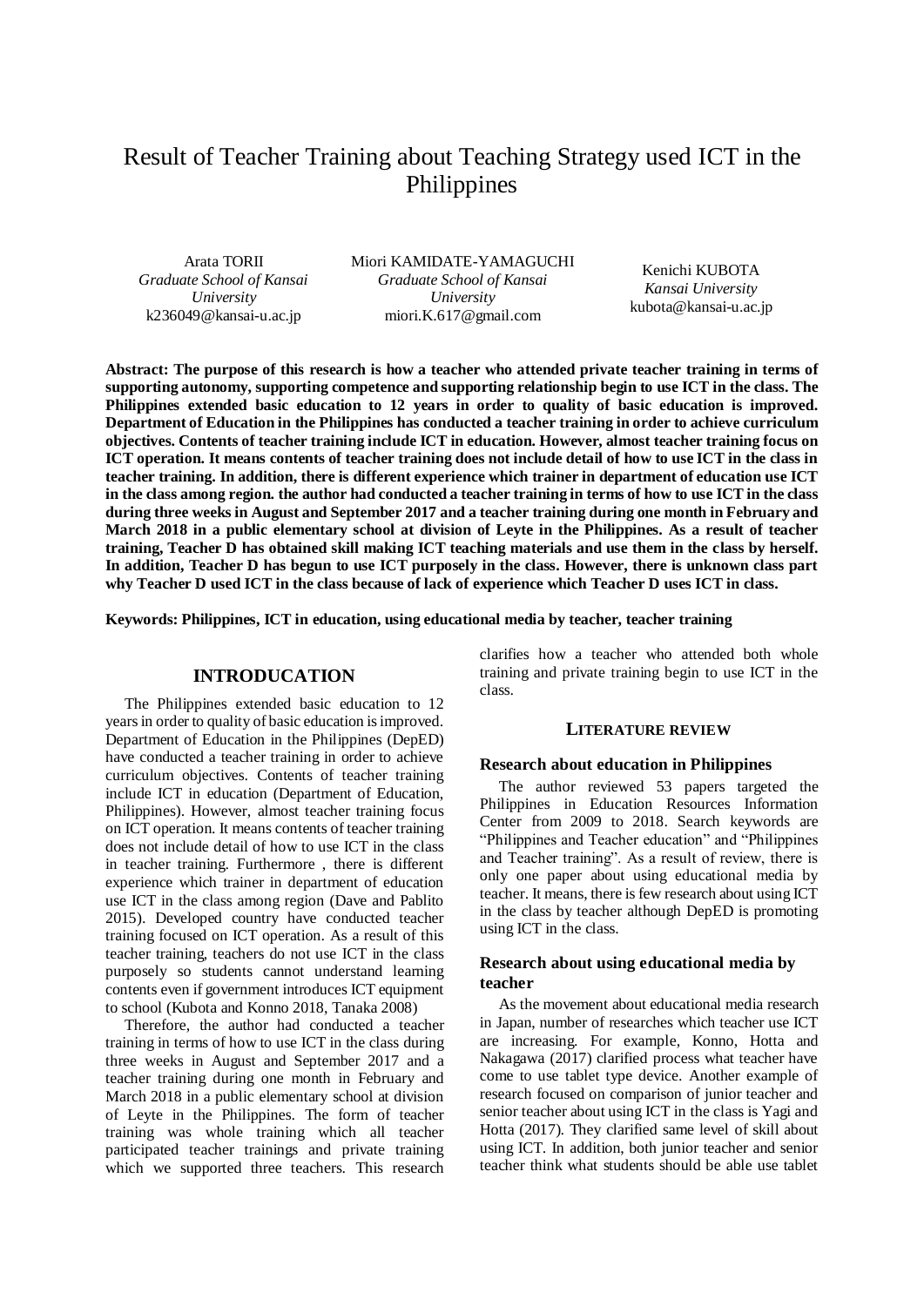# Result of Teacher Training about Teaching Strategy used ICT in the Philippines

Arata TORII
*Graduate School of Kansai University*
k236049@kansai-u.ac.jp

Miori KAMIDATE-YAMAGUCHI
*Graduate School of Kansai University*
miori.K.617@gmail.com

Kenichi KUBOTA
*Kansai University*
kubota@kansai-u.ac.jp

**Abstract: The purpose of this research is how a teacher who attended private teacher training in terms of supporting autonomy, supporting competence and supporting relationship begin to use ICT in the class. The Philippines extended basic education to 12 years in order to quality of basic education is improved. Department of Education in the Philippines has conducted a teacher training in order to achieve curriculum objectives. Contents of teacher training include ICT in education. However, almost teacher training focus on ICT operation. It means contents of teacher training does not include detail of how to use ICT in the class in teacher training. In addition, there is different experience which trainer in department of education use ICT in the class among region. the author had conducted a teacher training in terms of how to use ICT in the class during three weeks in August and September 2017 and a teacher training during one month in February and March 2018 in a public elementary school at division of Leyte in the Philippines. As a result of teacher training, Teacher D has obtained skill making ICT teaching materials and use them in the class by herself. In addition, Teacher D has begun to use ICT purposely in the class. However, there is unknown class part why Teacher D used ICT in the class because of lack of experience which Teacher D uses ICT in class.**

**Keywords: Philippines, ICT in education, using educational media by teacher, teacher training**

## INTRODUCATION

The Philippines extended basic education to 12 years in order to quality of basic education is improved. Department of Education in the Philippines (DepED) have conducted a teacher training in order to achieve curriculum objectives. Contents of teacher training include ICT in education (Department of Education, Philippines). However, almost teacher training focus on ICT operation. It means contents of teacher training does not include detail of how to use ICT in the class in teacher training. Furthermore , there is different experience which trainer in department of education use ICT in the class among region (Dave and Pablito 2015). Developed country have conducted teacher training focused on ICT operation. As a result of this teacher training, teachers do not use ICT in the class purposely so students cannot understand learning contents even if government introduces ICT equipment to school (Kubota and Konno 2018, Tanaka 2008)

Therefore, the author had conducted a teacher training in terms of how to use ICT in the class during three weeks in August and September 2017 and a teacher training during one month in February and March 2018 in a public elementary school at division of Leyte in the Philippines. The form of teacher training was whole training which all teacher participated teacher trainings and private training which we supported three teachers. This research clarifies how a teacher who attended both whole training and private training begin to use ICT in the class.

## LITERATURE REVIEW

### Research about education in Philippines

The author reviewed 53 papers targeted the Philippines in Education Resources Information Center from 2009 to 2018. Search keywords are "Philippines and Teacher education" and "Philippines and Teacher training". As a result of review, there is only one paper about using educational media by teacher. It means, there is few research about using ICT in the class by teacher although DepED is promoting using ICT in the class.

### Research about using educational media by teacher

As the movement about educational media research in Japan, number of researches which teacher use ICT are increasing. For example, Konno, Hotta and Nakagawa (2017) clarified process what teacher have come to use tablet type device. Another example of research focused on comparison of junior teacher and senior teacher about using ICT in the class is Yagi and Hotta (2017). They clarified same level of skill about using ICT. In addition, both junior teacher and senior teacher think what students should be able use tablet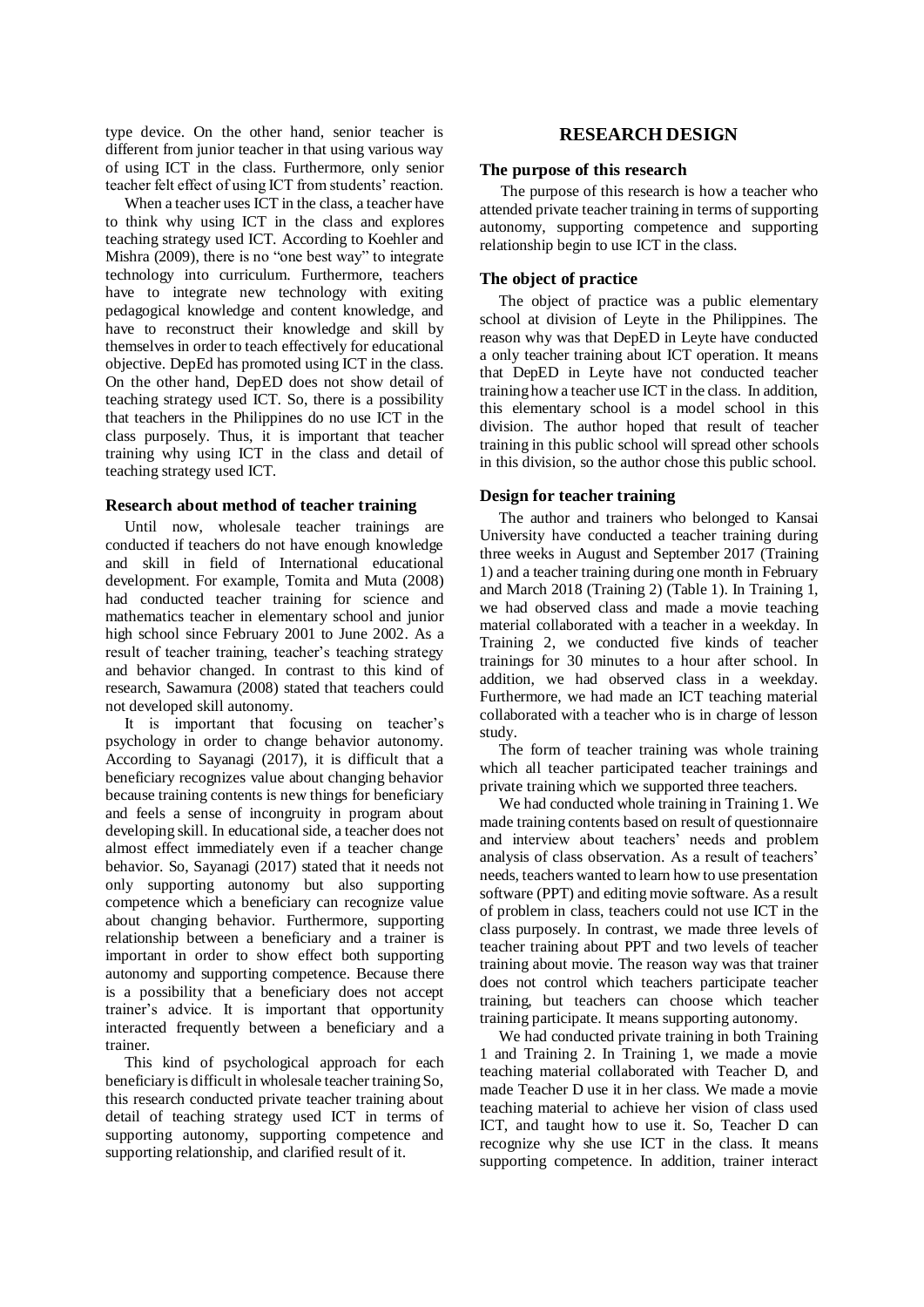type device. On the other hand, senior teacher is different from junior teacher in that using various way of using ICT in the class. Furthermore, only senior teacher felt effect of using ICT from students' reaction.

When a teacher uses ICT in the class, a teacher have to think why using ICT in the class and explores teaching strategy used ICT. According to Koehler and Mishra (2009), there is no "one best way" to integrate technology into curriculum. Furthermore, teachers have to integrate new technology with exiting pedagogical knowledge and content knowledge, and have to reconstruct their knowledge and skill by themselves in order to teach effectively for educational objective. DepEd has promoted using ICT in the class. On the other hand, DepED does not show detail of teaching strategy used ICT. So, there is a possibility that teachers in the Philippines do no use ICT in the class purposely. Thus, it is important that teacher training why using ICT in the class and detail of teaching strategy used ICT.

### Research about method of teacher training

Until now, wholesale teacher trainings are conducted if teachers do not have enough knowledge and skill in field of International educational development. For example, Tomita and Muta (2008) had conducted teacher training for science and mathematics teacher in elementary school and junior high school since February 2001 to June 2002. As a result of teacher training, teacher's teaching strategy and behavior changed. In contrast to this kind of research, Sawamura (2008) stated that teachers could not developed skill autonomy.

It is important that focusing on teacher's psychology in order to change behavior autonomy. According to Sayanagi (2017), it is difficult that a beneficiary recognizes value about changing behavior because training contents is new things for beneficiary and feels a sense of incongruity in program about developing skill. In educational side, a teacher does not almost effect immediately even if a teacher change behavior. So, Sayanagi (2017) stated that it needs not only supporting autonomy but also supporting competence which a beneficiary can recognize value about changing behavior. Furthermore, supporting relationship between a beneficiary and a trainer is important in order to show effect both supporting autonomy and supporting competence. Because there is a possibility that a beneficiary does not accept trainer's advice. It is important that opportunity interacted frequently between a beneficiary and a trainer.

This kind of psychological approach for each beneficiary is difficult in wholesale teacher training So, this research conducted private teacher training about detail of teaching strategy used ICT in terms of supporting autonomy, supporting competence and supporting relationship, and clarified result of it.

## RESEARCH DESIGN

### The purpose of this research

The purpose of this research is how a teacher who attended private teacher training in terms of supporting autonomy, supporting competence and supporting relationship begin to use ICT in the class.

### The object of practice

The object of practice was a public elementary school at division of Leyte in the Philippines. The reason why was that DepED in Leyte have conducted a only teacher training about ICT operation. It means that DepED in Leyte have not conducted teacher training how a teacher use ICT in the class. In addition, this elementary school is a model school in this division. The author hoped that result of teacher training in this public school will spread other schools in this division, so the author chose this public school.

### Design for teacher training

The author and trainers who belonged to Kansai University have conducted a teacher training during three weeks in August and September 2017 (Training 1) and a teacher training during one month in February and March 2018 (Training 2) (Table 1). In Training 1, we had observed class and made a movie teaching material collaborated with a teacher in a weekday. In Training 2, we conducted five kinds of teacher trainings for 30 minutes to a hour after school. In addition, we had observed class in a weekday. Furthermore, we had made an ICT teaching material collaborated with a teacher who is in charge of lesson study.

The form of teacher training was whole training which all teacher participated teacher trainings and private training which we supported three teachers.

We had conducted whole training in Training 1. We made training contents based on result of questionnaire and interview about teachers' needs and problem analysis of class observation. As a result of teachers' needs, teachers wanted to learn how to use presentation software (PPT) and editing movie software. As a result of problem in class, teachers could not use ICT in the class purposely. In contrast, we made three levels of teacher training about PPT and two levels of teacher training about movie. The reason way was that trainer does not control which teachers participate teacher training, but teachers can choose which teacher training participate. It means supporting autonomy.

We had conducted private training in both Training 1 and Training 2. In Training 1, we made a movie teaching material collaborated with Teacher D, and made Teacher D use it in her class. We made a movie teaching material to achieve her vision of class used ICT, and taught how to use it. So, Teacher D can recognize why she use ICT in the class. It means supporting competence. In addition, trainer interact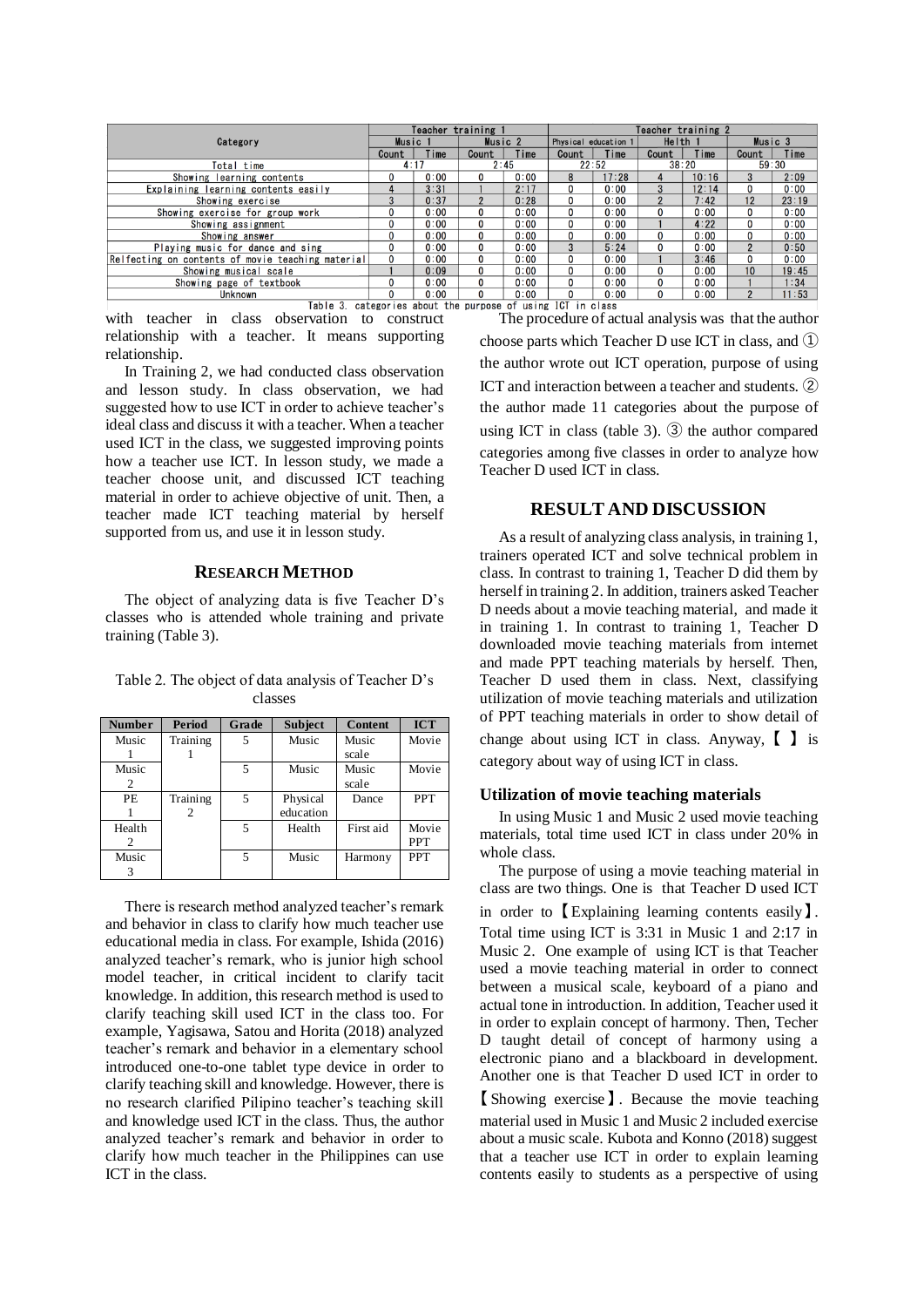| Category | Teacher training 1 | | | | Teacher training 2 | | | | | |
|---|---|---|---|---|---|---|---|---|---|---|
| | Music 1 | | Music 2 | | Physical education 1 | | Helth 1 | | Music 3 | |
| | Count | Time | Count | Time | Count | Time | Count | Time | Count | Time |
| Total time | 4:17 | | 2:45 | | 22:52 | | 38:20 | | 59:30 | |
| Showing learning contents | 0 | 0:00 | 0 | 0:00 | 8 | 17:28 | 4 | 10:16 | 3 | 2:09 |
| Explaining learning contents easily | 4 | 3:31 | 1 | 2:17 | 0 | 0:00 | 3 | 12:14 | 0 | 0:00 |
| Showing exercise | 3 | 0:37 | 2 | 0:28 | 0 | 0:00 | 2 | 7:42 | 12 | 23:19 |
| Showing exercise for group work | 0 | 0:00 | 0 | 0:00 | 0 | 0:00 | 0 | 0:00 | 0 | 0:00 |
| Showing assignment | 0 | 0:00 | 0 | 0:00 | 0 | 0:00 | 1 | 4:22 | 0 | 0:00 |
| Showing answer | 0 | 0:00 | 0 | 0:00 | 0 | 0:00 | 0 | 0:00 | 0 | 0:00 |
| Playing music for dance and sing | 0 | 0:00 | 0 | 0:00 | 3 | 5:24 | 0 | 0:00 | 2 | 0:50 |
| Relfecting on contents of movie teaching material | 0 | 0:00 | 0 | 0:00 | 0 | 0:00 | 1 | 3:46 | 0 | 0:00 |
| Showing musical scale | 1 | 0:09 | 0 | 0:00 | 0 | 0:00 | 0 | 0:00 | 10 | 19:45 |
| Showing page of textbook | 0 | 0:00 | 0 | 0:00 | 0 | 0:00 | 0 | 0:00 | 1 | 1:34 |
| Unknown | 0 | 0:00 | 0 | 0:00 | 0 | 0:00 | 0 | 0:00 | 2 | 11:53 |

Table 3. categories about the purpose of using ICT in class

with teacher in class observation to construct relationship with a teacher. It means supporting relationship.

In Training 2, we had conducted class observation and lesson study. In class observation, we had suggested how to use ICT in order to achieve teacher's ideal class and discuss it with a teacher. When a teacher used ICT in the class, we suggested improving points how a teacher use ICT. In lesson study, we made a teacher choose unit, and discussed ICT teaching material in order to achieve objective of unit. Then, a teacher made ICT teaching material by herself supported from us, and use it in lesson study.

## RESEARCH METHOD

The object of analyzing data is five Teacher D's classes who is attended whole training and private training (Table 3).

Table 2. The object of data analysis of Teacher D's classes

| Number | Period | Grade | Subject | Content | ICT |
|---|---|---|---|---|---|
| Music 1 | Training 1 | 5 | Music | Music scale | Movie |
| Music 2 | | 5 | Music | Music scale | Movie |
| PE 1 | Training 2 | 5 | Physical education | Dance | PPT |
| Health 2 | | 5 | Health | First aid | Movie PPT |
| Music 3 | | 5 | Music | Harmony | PPT |

There is research method analyzed teacher's remark and behavior in class to clarify how much teacher use educational media in class. For example, Ishida (2016) analyzed teacher's remark, who is junior high school model teacher, in critical incident to clarify tacit knowledge. In addition, this research method is used to clarify teaching skill used ICT in the class too. For example, Yagisawa, Satou and Horita (2018) analyzed teacher's remark and behavior in a elementary school introduced one-to-one tablet type device in order to clarify teaching skill and knowledge. However, there is no research clarified Pilipino teacher's teaching skill and knowledge used ICT in the class. Thus, the author analyzed teacher's remark and behavior in order to clarify how much teacher in the Philippines can use ICT in the class.

The procedure of actual analysis was that the author choose parts which Teacher D use ICT in class, and ① the author wrote out ICT operation, purpose of using ICT and interaction between a teacher and students. ② the author made 11 categories about the purpose of using ICT in class (table 3). ③ the author compared categories among five classes in order to analyze how Teacher D used ICT in class.

## RESULT AND DISCUSSION

As a result of analyzing class analysis, in training 1, trainers operated ICT and solve technical problem in class. In contrast to training 1, Teacher D did them by herself in training 2. In addition, trainers asked Teacher D needs about a movie teaching material, and made it in training 1. In contrast to training 1, Teacher D downloaded movie teaching materials from internet and made PPT teaching materials by herself. Then, Teacher D used them in class. Next, classifying utilization of movie teaching materials and utilization of PPT teaching materials in order to show detail of change about using ICT in class. Anyway, 【 】 is category about way of using ICT in class.

### Utilization of movie teaching materials

In using Music 1 and Music 2 used movie teaching materials, total time used ICT in class under 20% in whole class.

The purpose of using a movie teaching material in class are two things. One is that Teacher D used ICT in order to 【Explaining learning contents easily】. Total time using ICT is 3:31 in Music 1 and 2:17 in Music 2. One example of using ICT is that Teacher used a movie teaching material in order to connect between a musical scale, keyboard of a piano and actual tone in introduction. In addition, Teacher used it in order to explain concept of harmony. Then, Techer D taught detail of concept of harmony using a electronic piano and a blackboard in development. Another one is that Teacher D used ICT in order to 【Showing exercise】. Because the movie teaching material used in Music 1 and Music 2 included exercise about a music scale. Kubota and Konno (2018) suggest that a teacher use ICT in order to explain learning contents easily to students as a perspective of using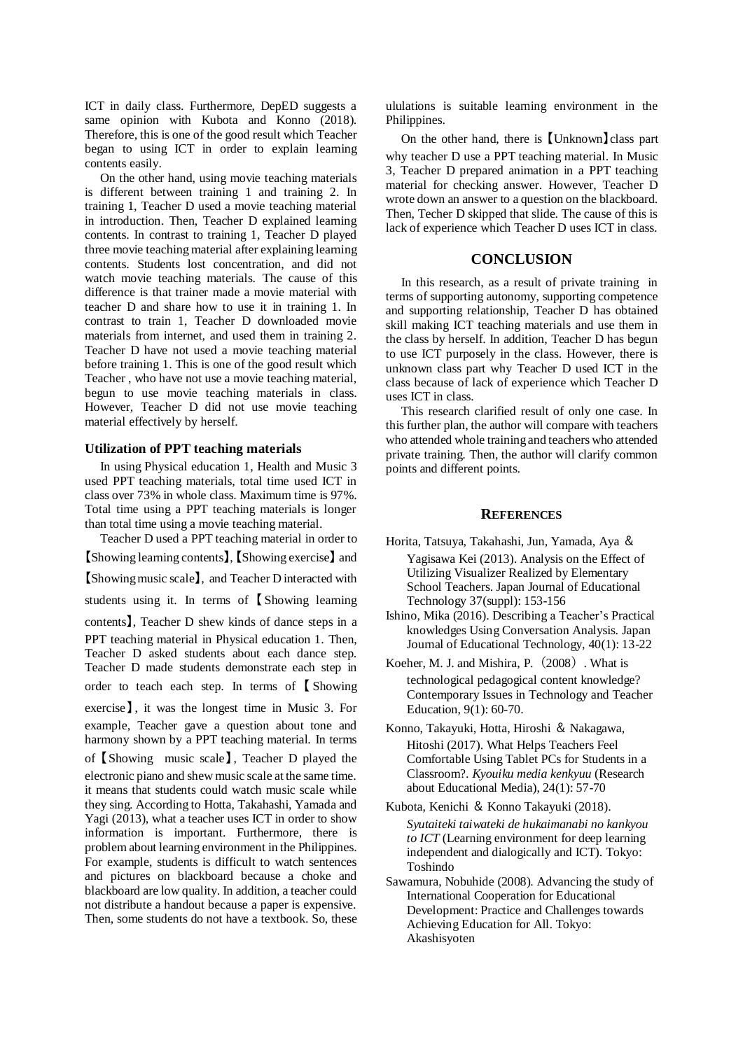ICT in daily class. Furthermore, DepED suggests a same opinion with Kubota and Konno (2018). Therefore, this is one of the good result which Teacher began to using ICT in order to explain learning contents easily.

On the other hand, using movie teaching materials is different between training 1 and training 2. In training 1, Teacher D used a movie teaching material in introduction. Then, Teacher D explained learning contents. In contrast to training 1, Teacher D played three movie teaching material after explaining learning contents. Students lost concentration, and did not watch movie teaching materials. The cause of this difference is that trainer made a movie material with teacher D and share how to use it in training 1. In contrast to train 1, Teacher D downloaded movie materials from internet, and used them in training 2. Teacher D have not used a movie teaching material before training 1. This is one of the good result which Teacher , who have not use a movie teaching material, begun to use movie teaching materials in class. However, Teacher D did not use movie teaching material effectively by herself.

### Utilization of PPT teaching materials

In using Physical education 1, Health and Music 3 used PPT teaching materials, total time used ICT in class over 73% in whole class. Maximum time is 97%. Total time using a PPT teaching materials is longer than total time using a movie teaching material.

Teacher D used a PPT teaching material in order to 【Showing learning contents】,【Showing exercise】and 【Showing music scale】, and Teacher D interacted with students using it. In terms of 【Showing learning contents】, Teacher D shew kinds of dance steps in a PPT teaching material in Physical education 1. Then, Teacher D asked students about each dance step. Teacher D made students demonstrate each step in order to teach each step. In terms of 【Showing exercise】, it was the longest time in Music 3. For example, Teacher gave a question about tone and harmony shown by a PPT teaching material. In terms of【Showing music scale】, Teacher D played the electronic piano and shew music scale at the same time. it means that students could watch music scale while they sing. According to Hotta, Takahashi, Yamada and Yagi (2013), what a teacher uses ICT in order to show information is important. Furthermore, there is problem about learning environment in the Philippines. For example, students is difficult to watch sentences and pictures on blackboard because a choke and blackboard are low quality. In addition, a teacher could not distribute a handout because a paper is expensive. Then, some students do not have a textbook. So, these ululations is suitable learning environment in the Philippines.

On the other hand, there is【Unknown】class part why teacher D use a PPT teaching material. In Music 3, Teacher D prepared animation in a PPT teaching material for checking answer. However, Teacher D wrote down an answer to a question on the blackboard. Then, Techer D skipped that slide. The cause of this is lack of experience which Teacher D uses ICT in class.

## CONCLUSION

In this research, as a result of private training in terms of supporting autonomy, supporting competence and supporting relationship, Teacher D has obtained skill making ICT teaching materials and use them in the class by herself. In addition, Teacher D has begun to use ICT purposely in the class. However, there is unknown class part why Teacher D used ICT in the class because of lack of experience which Teacher D uses ICT in class.

This research clarified result of only one case. In this further plan, the author will compare with teachers who attended whole training and teachers who attended private training. Then, the author will clarify common points and different points.

## REFERENCES

Horita, Tatsuya, Takahashi, Jun, Yamada, Aya & Yagisawa Kei (2013). Analysis on the Effect of Utilizing Visualizer Realized by Elementary School Teachers. Japan Journal of Educational Technology 37(suppl): 153-156

Ishino, Mika (2016). Describing a Teacher's Practical knowledges Using Conversation Analysis. Japan Journal of Educational Technology, 40(1): 13-22

Koeher, M. J. and Mishira, P. (2008). What is technological pedagogical content knowledge? Contemporary Issues in Technology and Teacher Education, 9(1): 60-70.

Konno, Takayuki, Hotta, Hiroshi & Nakagawa, Hitoshi (2017). What Helps Teachers Feel Comfortable Using Tablet PCs for Students in a Classroom?. *Kyouiku media kenkyuu* (Research about Educational Media), 24(1): 57-70

Kubota, Kenichi & Konno Takayuki (2018). *Syutaiteki taiwateki de hukaimanabi no kankyou to ICT* (Learning environment for deep learning independent and dialogically and ICT). Tokyo: Toshindo

Sawamura, Nobuhide (2008). Advancing the study of International Cooperation for Educational Development: Practice and Challenges towards Achieving Education for All. Tokyo: Akashisyoten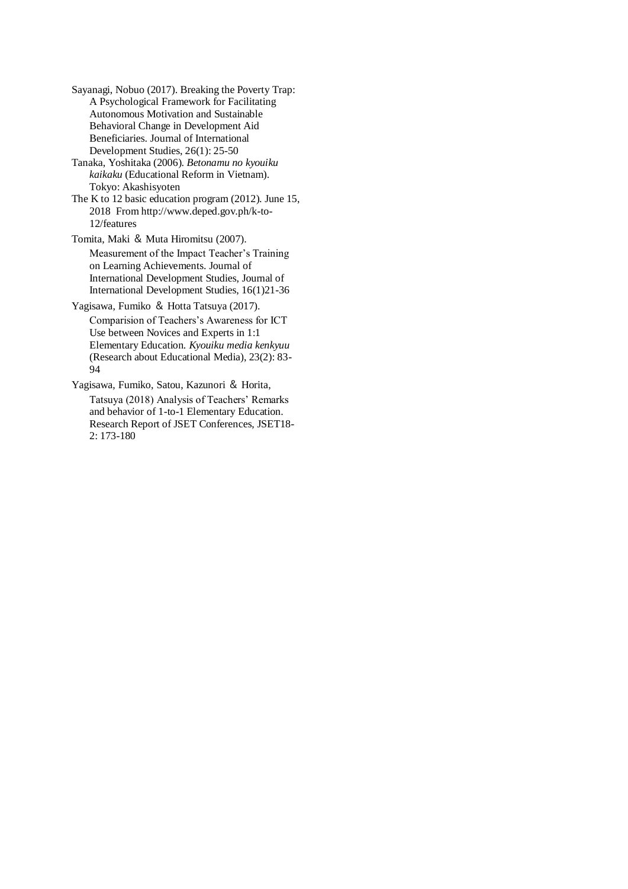Sayanagi, Nobuo (2017). Breaking the Poverty Trap: A Psychological Framework for Facilitating Autonomous Motivation and Sustainable Behavioral Change in Development Aid Beneficiaries. Journal of International Development Studies, 26(1): 25-50

Tanaka, Yoshitaka (2006). *Betonamu no kyouiku kaikaku* (Educational Reform in Vietnam). Tokyo: Akashisyoten

The K to 12 basic education program (2012). June 15, 2018 From http://www.deped.gov.ph/k-to-12/features

Tomita, Maki ＆ Muta Hiromitsu (2007). Measurement of the Impact Teacher's Training on Learning Achievements. Journal of International Development Studies, Journal of International Development Studies, 16(1)21-36

Yagisawa, Fumiko ＆ Hotta Tatsuya (2017). Comparision of Teachers's Awareness for ICT Use between Novices and Experts in 1:1 Elementary Education. *Kyouiku media kenkyuu* (Research about Educational Media), 23(2): 83-94

Yagisawa, Fumiko, Satou, Kazunori ＆ Horita, Tatsuya (2018) Analysis of Teachers' Remarks and behavior of 1-to-1 Elementary Education. Research Report of JSET Conferences, JSET18-2: 173-180